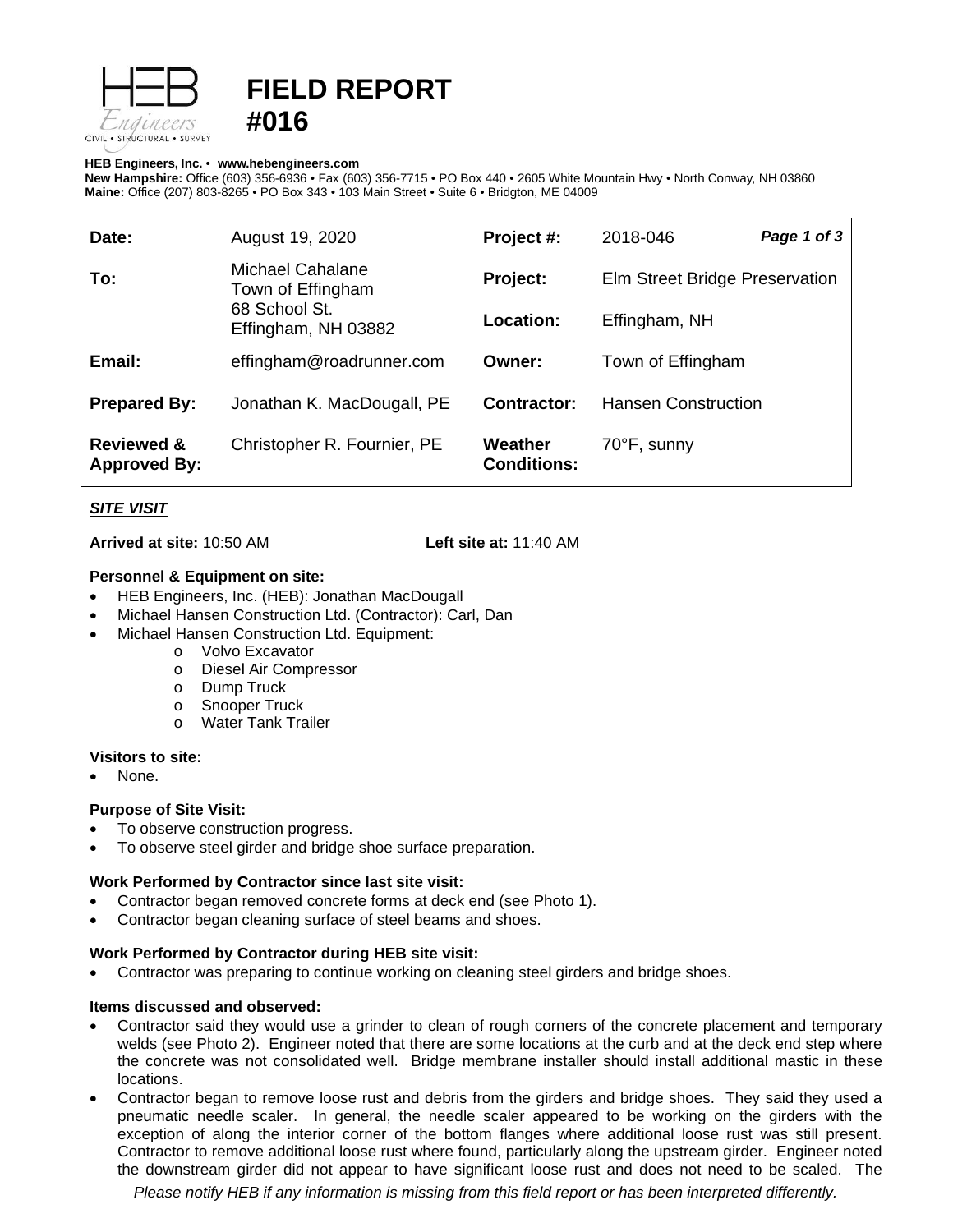# FIELD REPORT #016

**HEB Engineers, Inc.** • **www.hebengineers.com**
**New Hampshire:** Office (603) 356-6936 • Fax (603) 356-7715 • PO Box 440 • 2605 White Mountain Hwy • North Conway, NH 03860
**Maine:** Office (207) 803-8265 • PO Box 343 • 103 Main Street • Suite 6 • Bridgton, ME 04009

| | | | |
|---|---|---|---|
| **Date:** | August 19, 2020 | **Project #:** | 2018-046 |
| **To:** | Michael Cahalane<br>Town of Effingham<br>68 School St.<br>Effingham, NH 03882 | **Project:** | Elm Street Bridge Preservation |
| | | **Location:** | Effingham, NH |
| **Email:** | effingham@roadrunner.com | **Owner:** | Town of Effingham |
| **Prepared By:** | Jonathan K. MacDougall, PE | **Contractor:** | Hansen Construction |
| **Reviewed & Approved By:** | Christopher R. Fournier, PE | **Weather Conditions:** | 70°F, sunny |

## *SITE VISIT*

**Arrived at site:** 10:50 AM **Left site at:** 11:40 AM

**Personnel & Equipment on site:**

- HEB Engineers, Inc. (HEB): Jonathan MacDougall
- Michael Hansen Construction Ltd. (Contractor): Carl, Dan
- Michael Hansen Construction Ltd. Equipment:
  - Volvo Excavator
  - Diesel Air Compressor
  - Dump Truck
  - Snooper Truck
  - Water Tank Trailer

**Visitors to site:**

- None.

**Purpose of Site Visit:**

- To observe construction progress.
- To observe steel girder and bridge shoe surface preparation.

**Work Performed by Contractor since last site visit:**

- Contractor began removed concrete forms at deck end (see Photo 1).
- Contractor began cleaning surface of steel beams and shoes.

**Work Performed by Contractor during HEB site visit:**

- Contractor was preparing to continue working on cleaning steel girders and bridge shoes.

**Items discussed and observed:**

- Contractor said they would use a grinder to clean of rough corners of the concrete placement and temporary welds (see Photo 2). Engineer noted that there are some locations at the curb and at the deck end step where the concrete was not consolidated well. Bridge membrane installer should install additional mastic in these locations.
- Contractor began to remove loose rust and debris from the girders and bridge shoes. They said they used a pneumatic needle scaler. In general, the needle scaler appeared to be working on the girders with the exception of along the interior corner of the bottom flanges where additional loose rust was still present. Contractor to remove additional loose rust where found, particularly along the upstream girder. Engineer noted the downstream girder did not appear to have significant loose rust and does not need to be scaled. The

*Please notify HEB if any information is missing from this field report or has been interpreted differently.*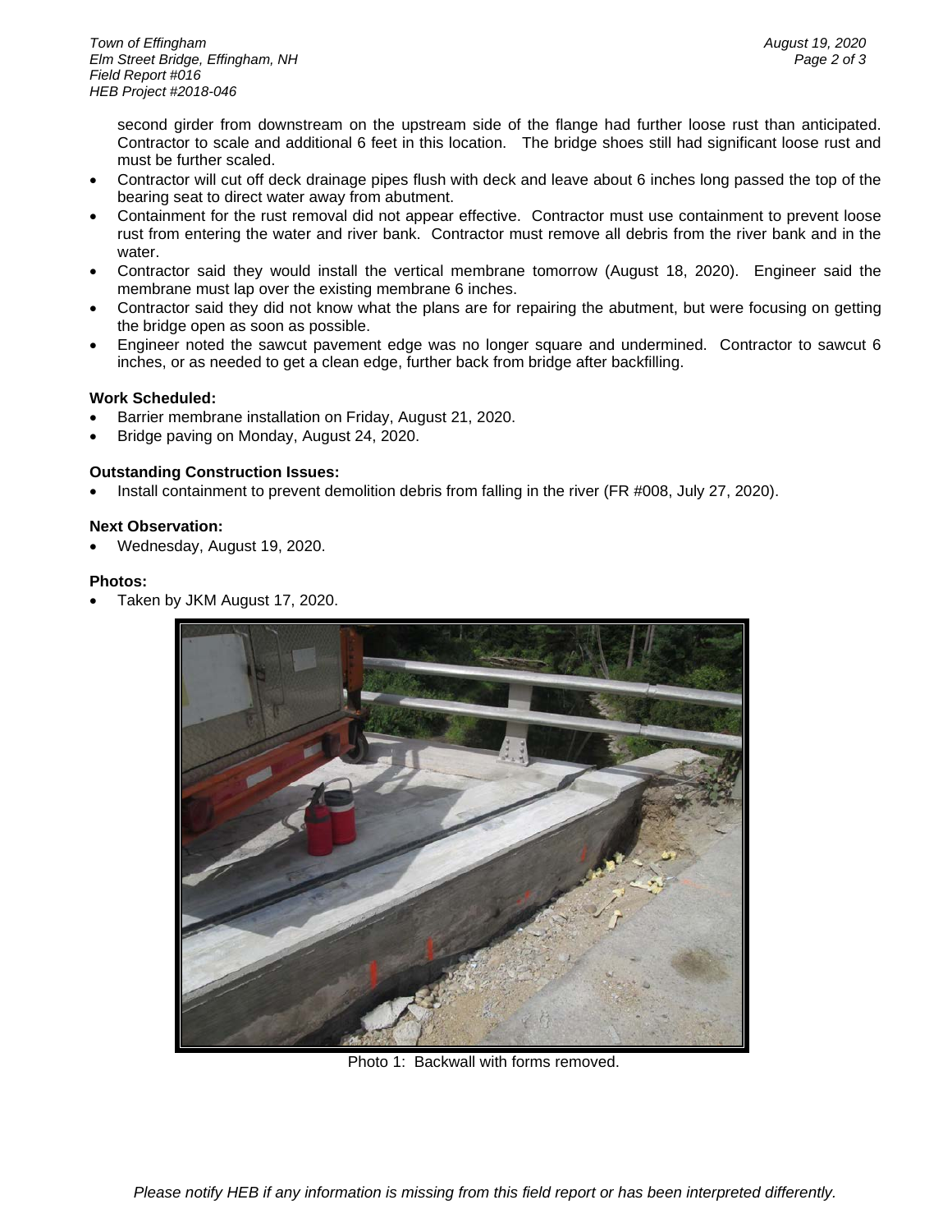second girder from downstream on the upstream side of the flange had further loose rust than anticipated. Contractor to scale and additional 6 feet in this location. The bridge shoes still had significant loose rust and must be further scaled.

- Contractor will cut off deck drainage pipes flush with deck and leave about 6 inches long passed the top of the bearing seat to direct water away from abutment.
- Containment for the rust removal did not appear effective. Contractor must use containment to prevent loose rust from entering the water and river bank. Contractor must remove all debris from the river bank and in the water.
- Contractor said they would install the vertical membrane tomorrow (August 18, 2020). Engineer said the membrane must lap over the existing membrane 6 inches.
- Contractor said they did not know what the plans are for repairing the abutment, but were focusing on getting the bridge open as soon as possible.
- Engineer noted the sawcut pavement edge was no longer square and undermined. Contractor to sawcut 6 inches, or as needed to get a clean edge, further back from bridge after backfilling.

**Work Scheduled:**

- Barrier membrane installation on Friday, August 21, 2020.
- Bridge paving on Monday, August 24, 2020.

**Outstanding Construction Issues:**

- Install containment to prevent demolition debris from falling in the river (FR #008, July 27, 2020).

**Next Observation:**

- Wednesday, August 19, 2020.

**Photos:**

- Taken by JKM August 17, 2020.

Photo 1: Backwall with forms removed.

*Please notify HEB if any information is missing from this field report or has been interpreted differently.*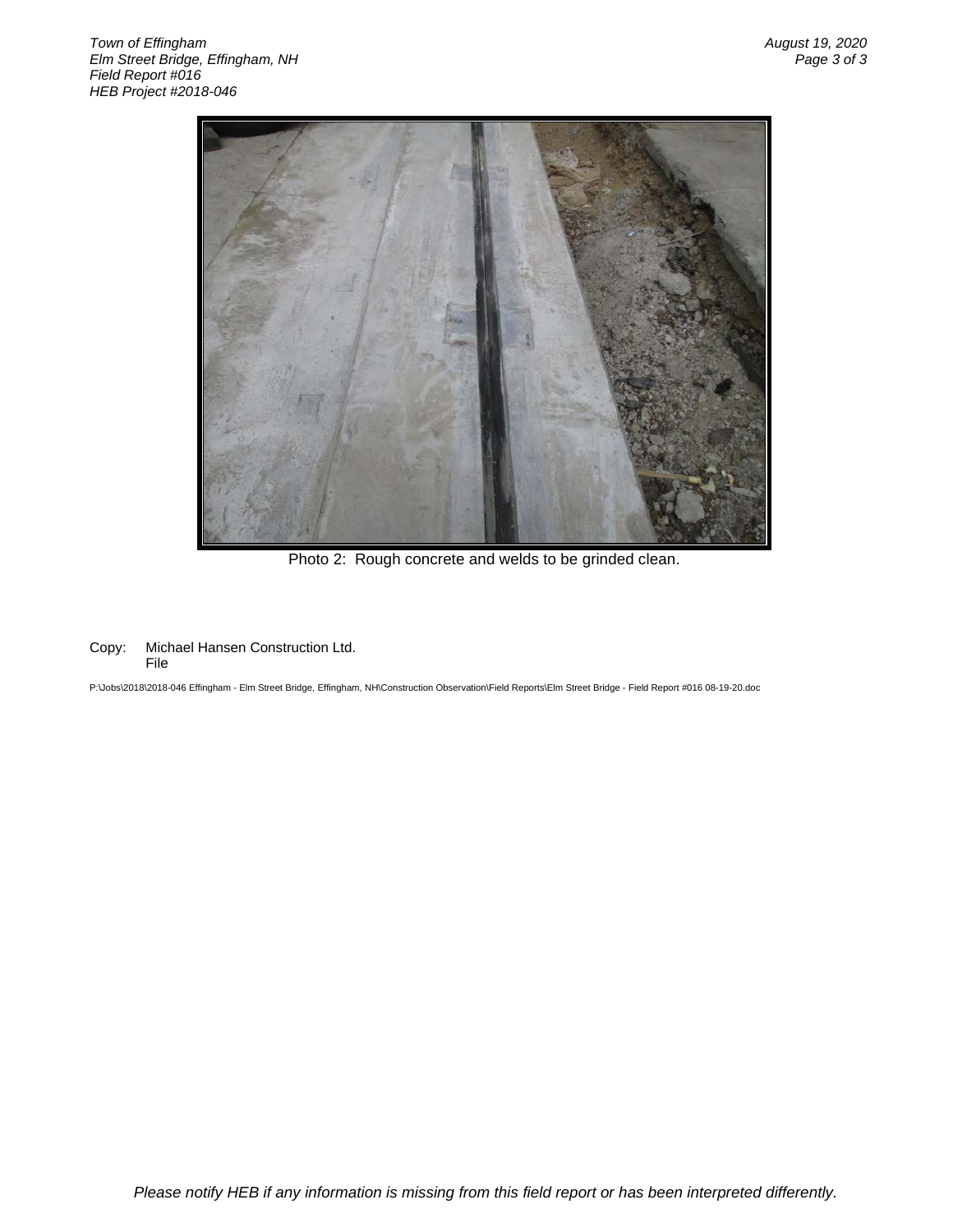Photo 2: Rough concrete and welds to be grinded clean.

Copy: Michael Hansen Construction Ltd.
File

P:\Jobs\2018\2018-046 Effingham - Elm Street Bridge, Effingham, NH\Construction Observation\Field Reports\Elm Street Bridge - Field Report #016 08-19-20.doc

*Please notify HEB if any information is missing from this field report or has been interpreted differently.*